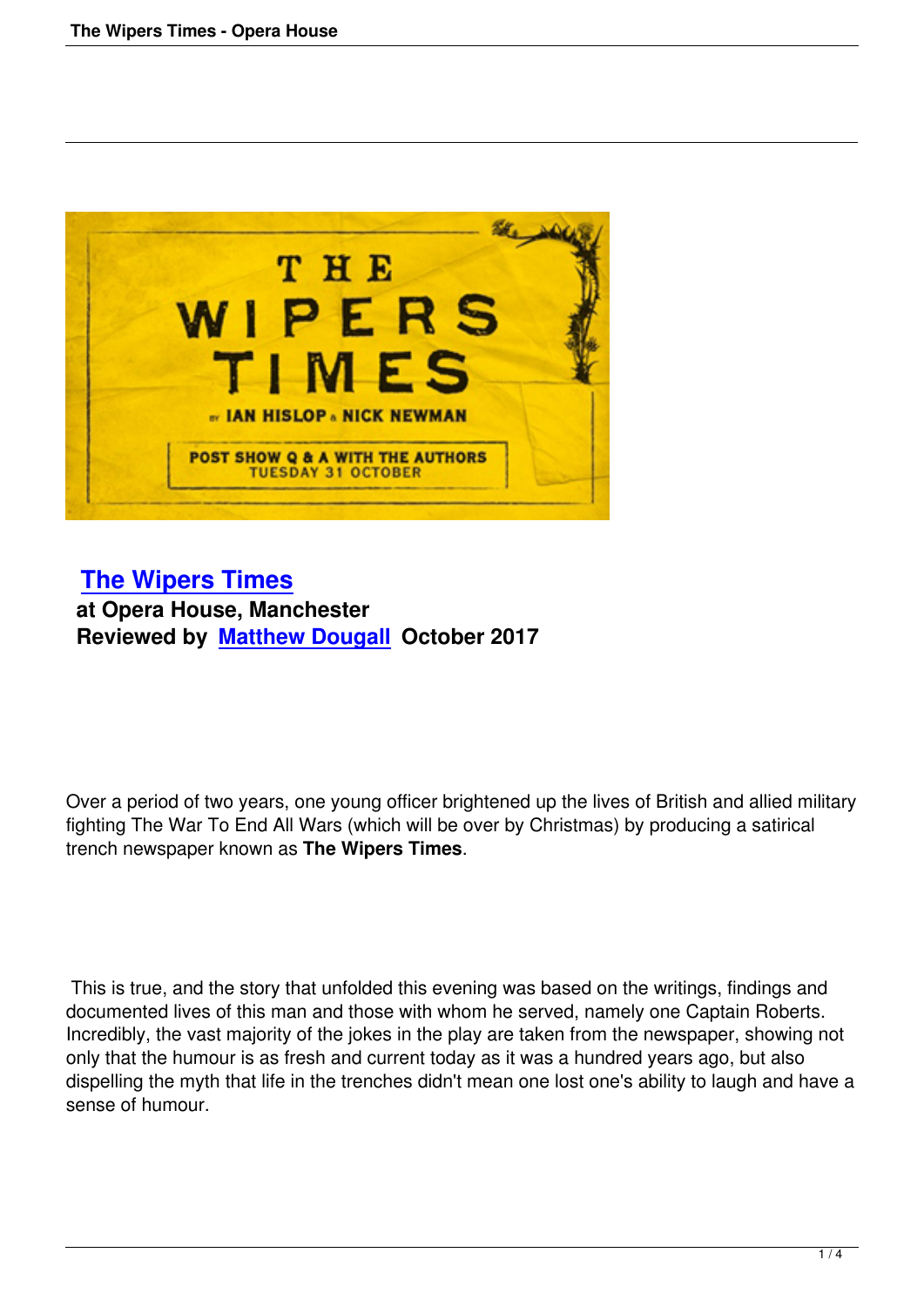# The Wipers Times

**at Opera House, Manchester**

**Reviewed by Matthew Dougall October 2017**

Over a period of two years, one young officer brightened up the lives of British and allied military fighting The War To End All Wars (which will be over by Christmas) by producing a satirical trench newspaper known as **The Wipers Times**.

This is true, and the story that unfolded this evening was based on the writings, findings and documented lives of this man and those with whom he served, namely one Captain Roberts. Incredibly, the vast majority of the jokes in the play are taken from the newspaper, showing not only that the humour is as fresh and current today as it was a hundred years ago, but also dispelling the myth that life in the trenches didn't mean one lost one's ability to laugh and have a sense of humour.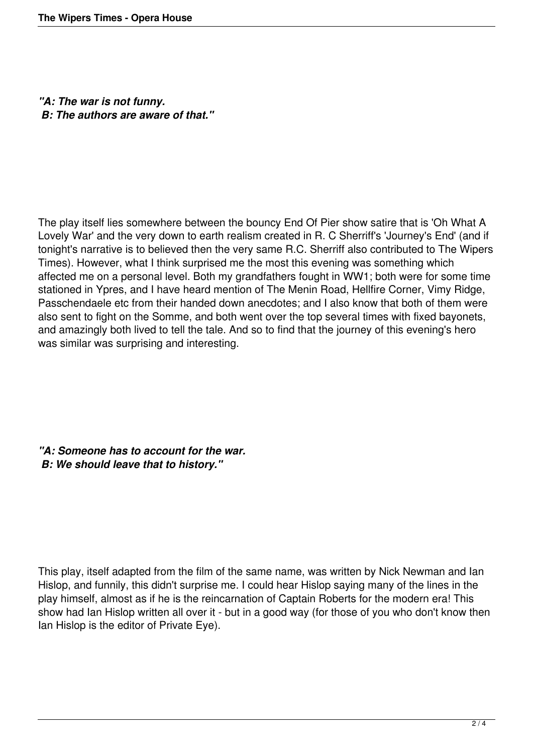***"A: The war is not funny.***
***B: The authors are aware of that."***

The play itself lies somewhere between the bouncy End Of Pier show satire that is 'Oh What A Lovely War' and the very down to earth realism created in R. C Sherriff's 'Journey's End' (and if tonight's narrative is to believed then the very same R.C. Sherriff also contributed to The Wipers Times). However, what I think surprised me the most this evening was something which affected me on a personal level. Both my grandfathers fought in WW1; both were for some time stationed in Ypres, and I have heard mention of The Menin Road, Hellfire Corner, Vimy Ridge, Passchendaele etc from their handed down anecdotes; and I also know that both of them were also sent to fight on the Somme, and both went over the top several times with fixed bayonets, and amazingly both lived to tell the tale. And so to find that the journey of this evening's hero was similar was surprising and interesting.

***"A: Someone has to account for the war.***
***B: We should leave that to history."***

This play, itself adapted from the film of the same name, was written by Nick Newman and Ian Hislop, and funnily, this didn't surprise me. I could hear Hislop saying many of the lines in the play himself, almost as if he is the reincarnation of Captain Roberts for the modern era! This show had Ian Hislop written all over it - but in a good way (for those of you who don't know then Ian Hislop is the editor of Private Eye).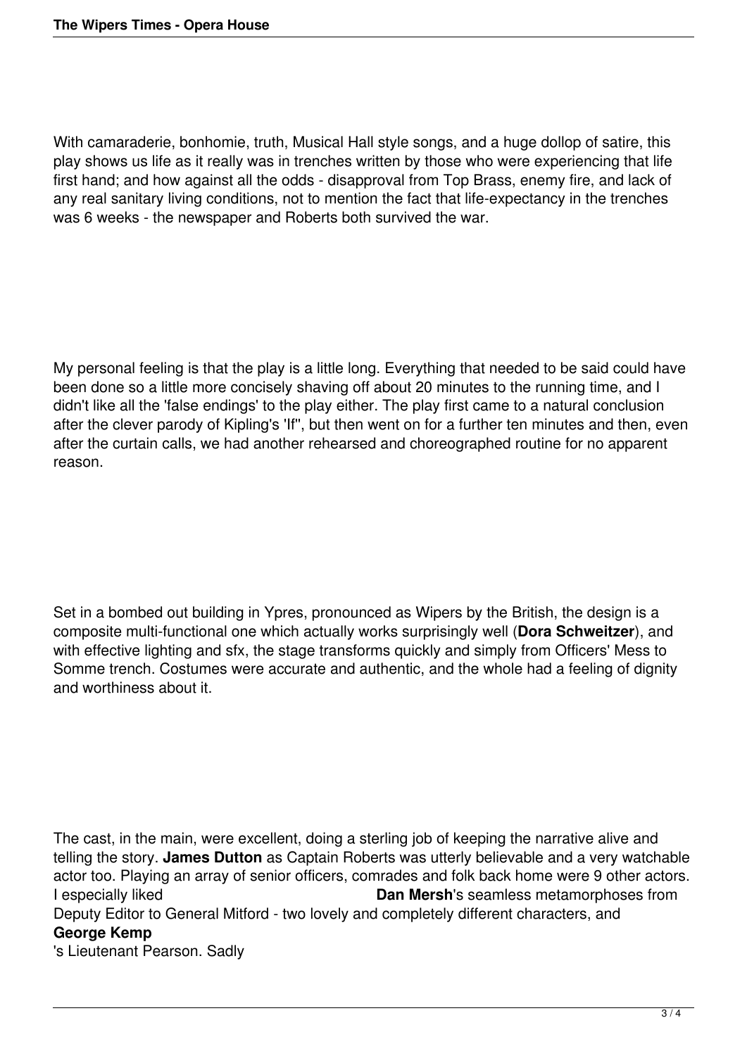With camaraderie, bonhomie, truth, Musical Hall style songs, and a huge dollop of satire, this play shows us life as it really was in trenches written by those who were experiencing that life first hand; and how against all the odds - disapproval from Top Brass, enemy fire, and lack of any real sanitary living conditions, not to mention the fact that life-expectancy in the trenches was 6 weeks - the newspaper and Roberts both survived the war.

My personal feeling is that the play is a little long. Everything that needed to be said could have been done so a little more concisely shaving off about 20 minutes to the running time, and I didn't like all the 'false endings' to the play either. The play first came to a natural conclusion after the clever parody of Kipling's 'If'', but then went on for a further ten minutes and then, even after the curtain calls, we had another rehearsed and choreographed routine for no apparent reason.

Set in a bombed out building in Ypres, pronounced as Wipers by the British, the design is a composite multi-functional one which actually works surprisingly well (**Dora Schweitzer**), and with effective lighting and sfx, the stage transforms quickly and simply from Officers' Mess to Somme trench. Costumes were accurate and authentic, and the whole had a feeling of dignity and worthiness about it.

The cast, in the main, were excellent, doing a sterling job of keeping the narrative alive and telling the story. **James Dutton** as Captain Roberts was utterly believable and a very watchable actor too. Playing an array of senior officers, comrades and folk back home were 9 other actors. I especially liked **Dan Mersh**'s seamless metamorphoses from Deputy Editor to General Mitford - two lovely and completely different characters, and **George Kemp**'s Lieutenant Pearson. Sadly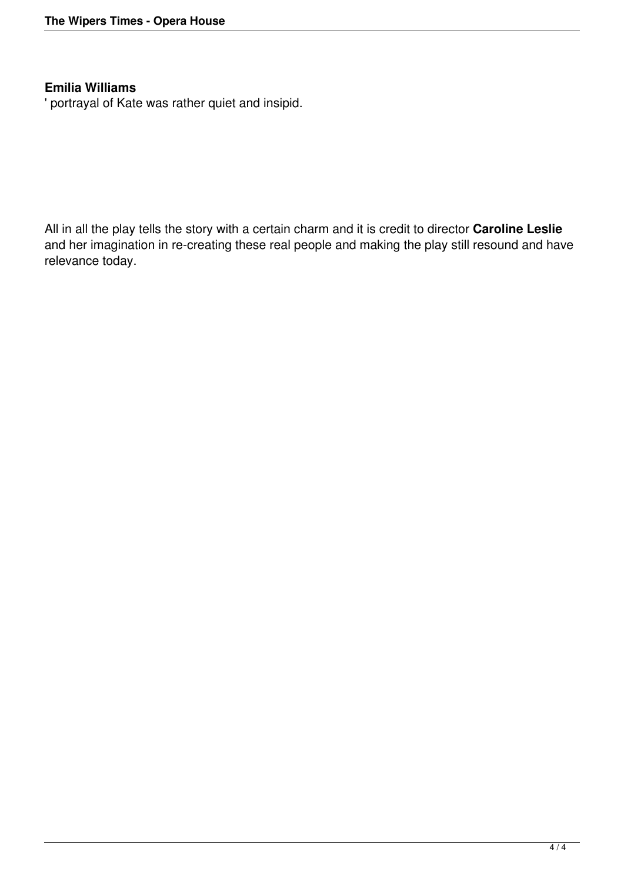**Emilia Williams**
' portrayal of Kate was rather quiet and insipid.

All in all the play tells the story with a certain charm and it is credit to director **Caroline Leslie** and her imagination in re-creating these real people and making the play still resound and have relevance today.